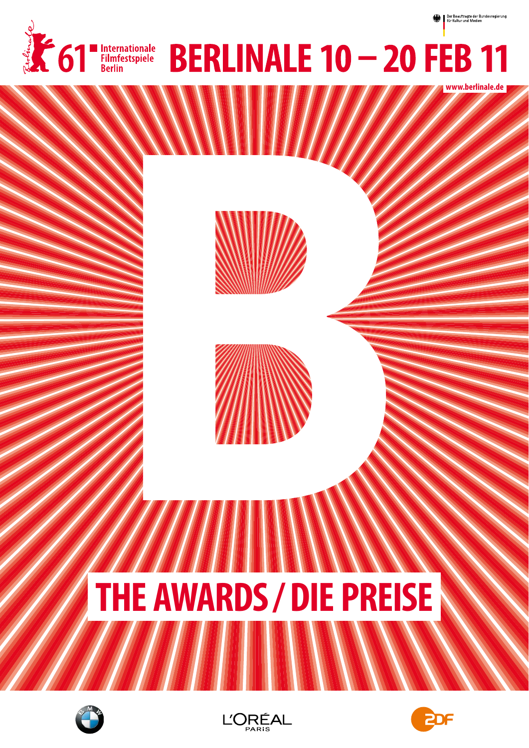Der Beauftragte der Bundesregierung für Kultur und Medien

# 61 Internationale Filmfestspiele Berlin

# BERLINALE 10 – 20 FEB 11

www.berlinale.de

# THE AWARDS / DIE PREISE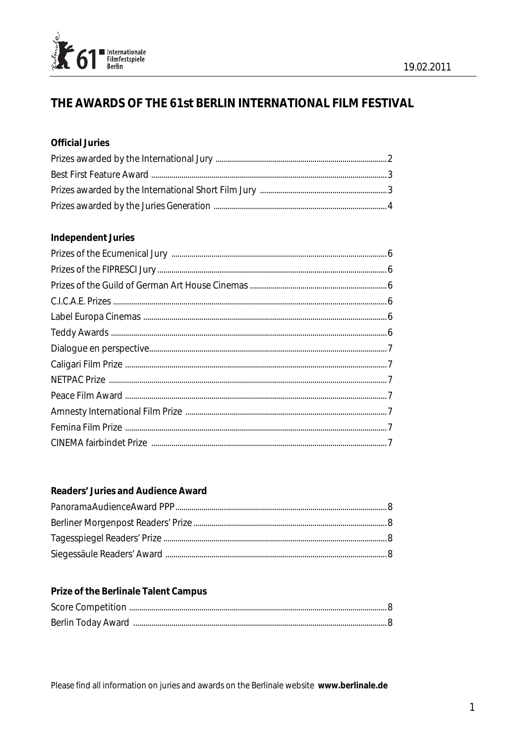# THE AWARDS OF THE 61st BERLIN INTERNATIONAL FILM FESTIVAL

## Official Juries

Prizes awarded by the International Jury ........................................ 2
Best First Feature Award ........................................ 3
Prizes awarded by the International Short Film Jury ........................................ 3
Prizes awarded by the Juries Generation ........................................ 4

## Independent Juries

Prizes of the Ecumenical Jury ........................................ 6
Prizes of the FIPRESCI Jury ........................................ 6
Prizes of the Guild of German Art House Cinemas ........................................ 6
C.I.C.A.E. Prizes ........................................ 6
Label Europa Cinemas ........................................ 6
Teddy Awards ........................................ 6
Dialogue en perspective ........................................ 7
Caligari Film Prize ........................................ 7
NETPAC Prize ........................................ 7
Peace Film Award ........................................ 7
Amnesty International Film Prize ........................................ 7
Femina Film Prize ........................................ 7
CINEMA fairbindet Prize ........................................ 7

## Readers' Juries and Audience Award

*Panorama*AudienceAward PPP ........................................ 8
Berliner Morgenpost Readers' Prize ........................................ 8
Tagesspiegel Readers' Prize ........................................ 8
Siegessäule Readers' Award ........................................ 8

## Prize of the Berlinale Talent Campus

Score Competition ........................................ 8
Berlin Today Award ........................................ 8

Please find all information on juries and awards on the Berlinale website **www.berlinale.de**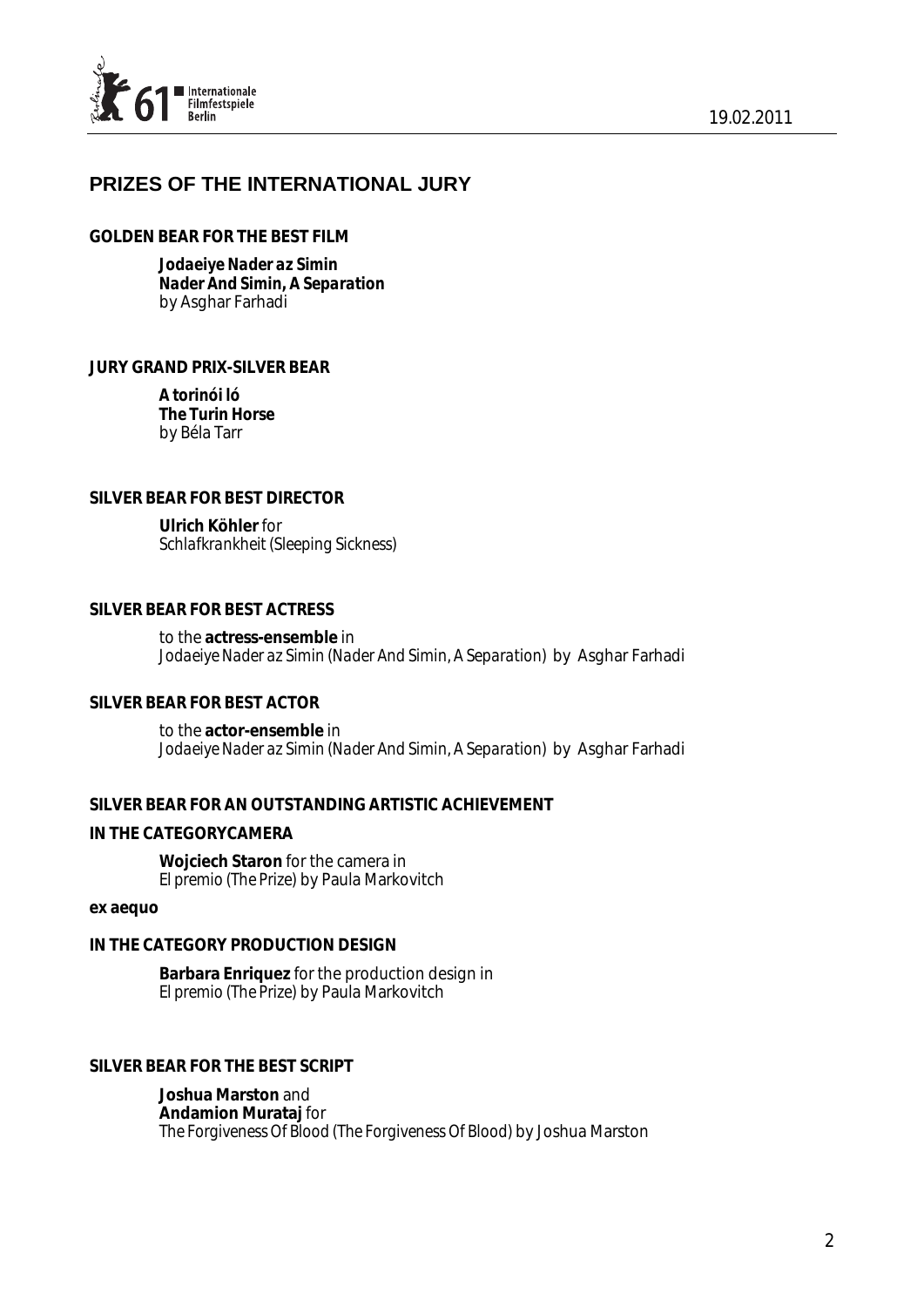# PRIZES OF THE INTERNATIONAL JURY

**GOLDEN BEAR FOR THE BEST FILM**

***Jodaeiye Nader az Simin***
***Nader And Simin, A Separation***
*by Asghar Farhadi*

**JURY GRAND PRIX-SILVER BEAR**

**A torinói ló**
**The Turin Horse**
*by Béla Tarr*

**SILVER BEAR FOR BEST DIRECTOR**

**Ulrich Köhler** *for*
*Schlafkrankheit (Sleeping Sickness)*

**SILVER BEAR FOR BEST ACTRESS**

to the **actress-ensemble** in
*Jodaeiye Nader az Simin (Nader And Simin, A Separation)* by Asghar Farhadi

**SILVER BEAR FOR BEST ACTOR**

to the **actor-ensemble** in
*Jodaeiye Nader az Simin (Nader And Simin, A Separation)* by Asghar Farhadi

**SILVER BEAR FOR AN OUTSTANDING ARTISTIC ACHIEVEMENT**

**IN THE CATEGORYCAMERA**

**Wojciech Staron** for the camera in
*El premio (The Prize)* by Paula Markovitch

**ex aequo**

**IN THE CATEGORY PRODUCTION DESIGN**

**Barbara Enriquez** for the production design in
*El premio (The Prize)* by Paula Markovitch

**SILVER BEAR FOR THE BEST SCRIPT**

**Joshua Marston** and
**Andamion Murataj** for
*The Forgiveness Of Blood (The Forgiveness Of Blood)* by Joshua Marston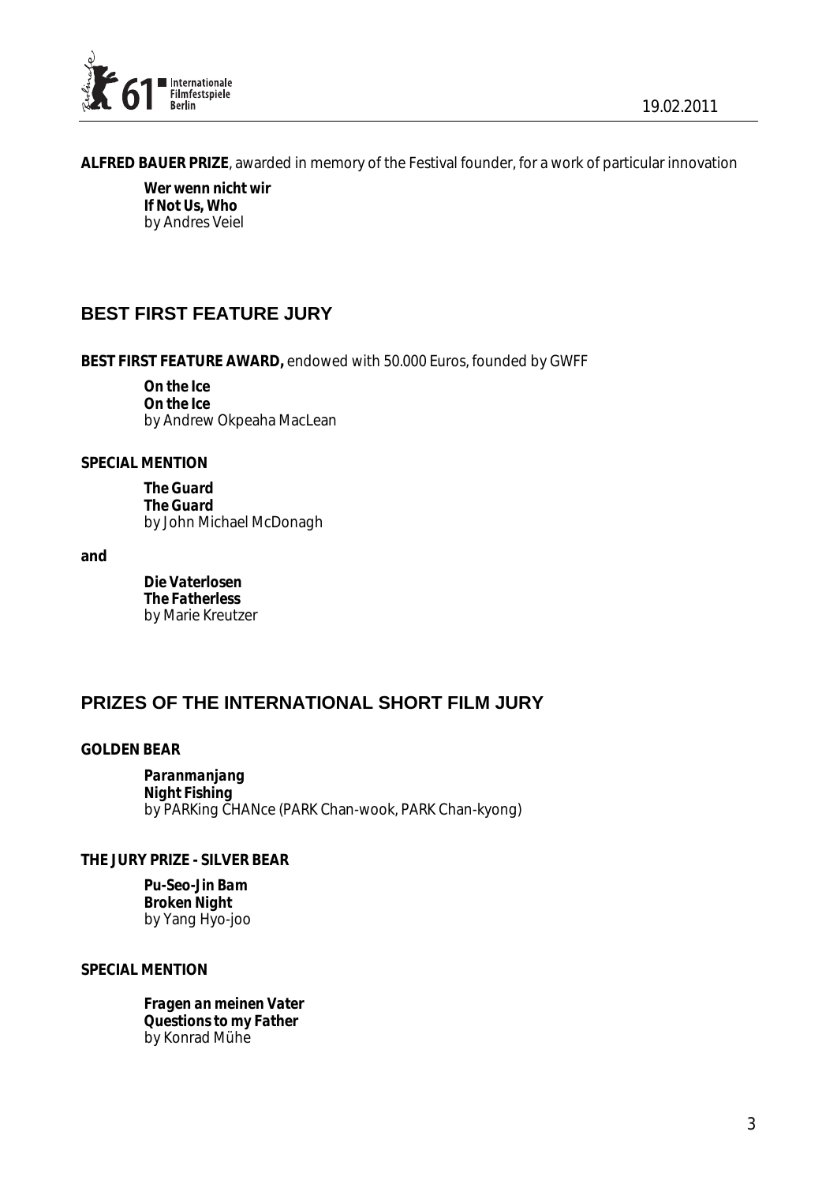**ALFRED BAUER PRIZE**, awarded in memory of the Festival founder, for a work of particular innovation

> ***Wer wenn nicht wir***
> ***If Not Us, Who***
> by Andres Veiel

## BEST FIRST FEATURE JURY

**BEST FIRST FEATURE AWARD,** endowed with 50.000 Euros, founded by GWFF

> ***On the Ice***
> ***On the Ice***
> by Andrew Okpeaha MacLean

**SPECIAL MENTION**

> ***The Guard***
> ***The Guard***
> by John Michael McDonagh

**and**

> ***Die Vaterlosen***
> ***The Fatherless***
> by Marie Kreutzer

## PRIZES OF THE INTERNATIONAL SHORT FILM JURY

**GOLDEN BEAR**

> ***Paranmanjang***
> ***Night Fishing***
> by PARKing CHANce (PARK Chan-wook, PARK Chan-kyong)

**THE JURY PRIZE - SILVER BEAR**

> ***Pu-Seo-Jin Bam***
> ***Broken Night***
> by Yang Hyo-joo

**SPECIAL MENTION**

> ***Fragen an meinen Vater***
> ***Questions to my Father***
> by Konrad Mühe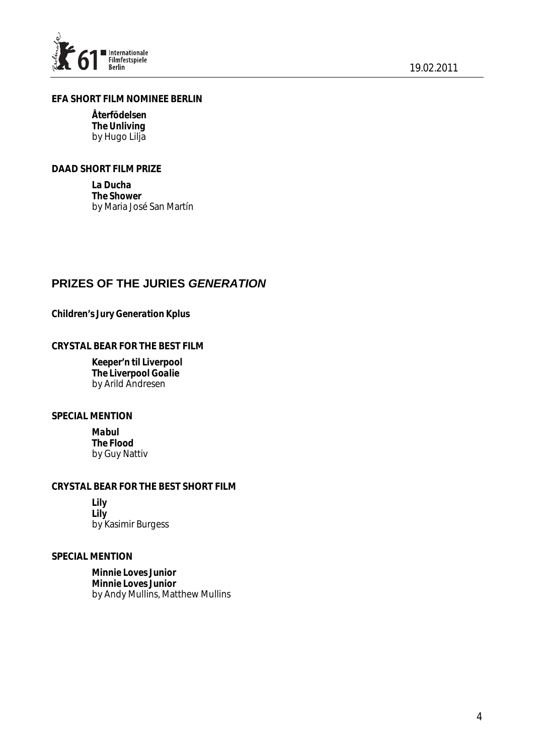**EFA SHORT FILM NOMINEE BERLIN**

**Återfödelsen**
**The Unliving**
by Hugo Lilja

**DAAD SHORT FILM PRIZE**

**La Ducha**
**The Shower**
by Maria José San Martín

## PRIZES OF THE JURIES *GENERATION*

**Children's Jury Generation Kplus**

**CRYSTAL BEAR FOR THE BEST FILM**

**Keeper'n til Liverpool**
**The Liverpool Goalie**
by Arild Andresen

**SPECIAL MENTION**

**Mabul**
**The Flood**
by Guy Nattiv

**CRYSTAL BEAR FOR THE BEST SHORT FILM**

**Lily**
**Lily**
by Kasimir Burgess

**SPECIAL MENTION**

**Minnie Loves Junior**
**Minnie Loves Junior**
by Andy Mullins, Matthew Mullins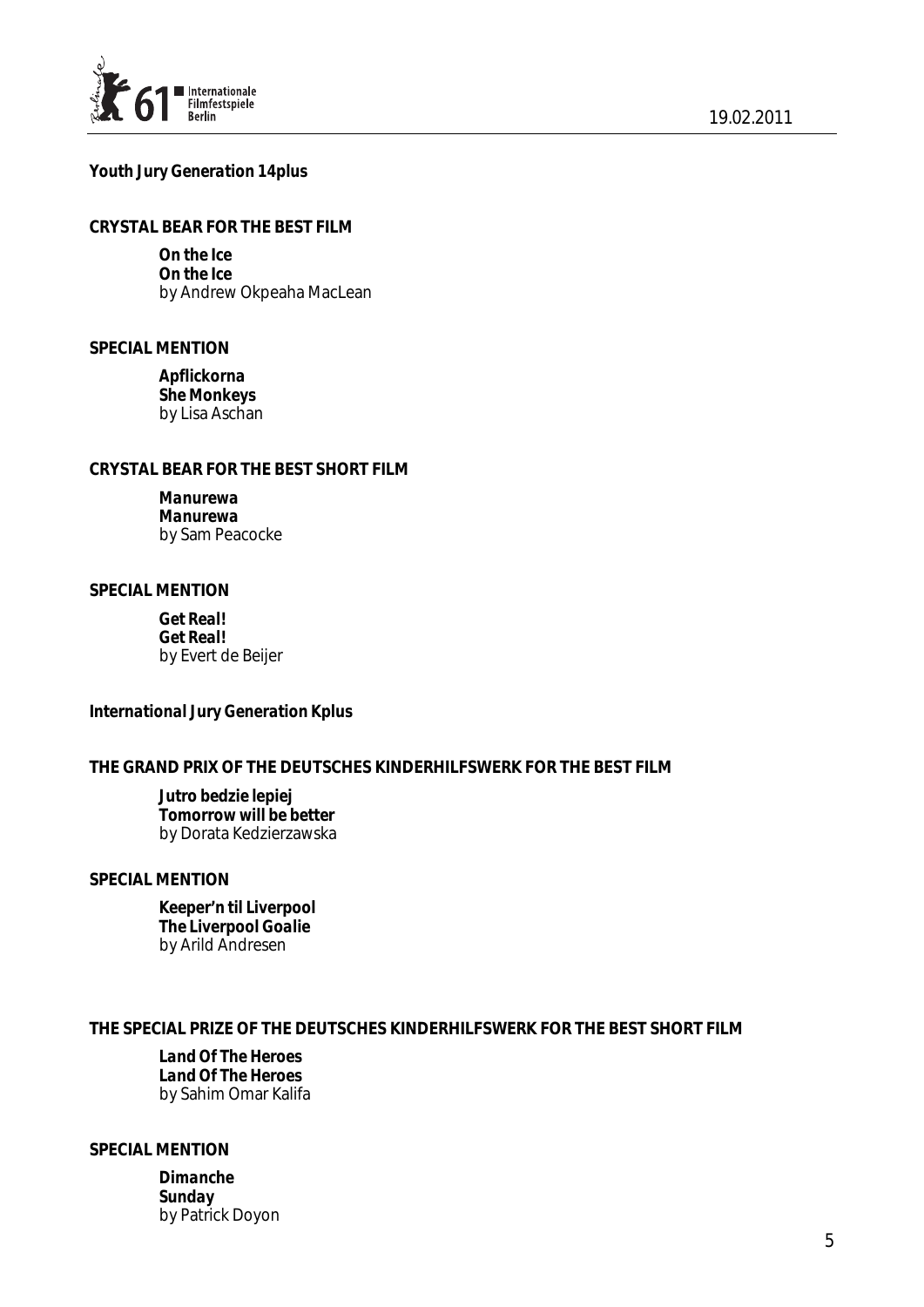**Youth Jury Generation 14plus**

**CRYSTAL BEAR FOR THE BEST FILM**

**On the Ice**
**On the Ice**
by Andrew Okpeaha MacLean

**SPECIAL MENTION**

**Apflickorna**
**She Monkeys**
by Lisa Aschan

**CRYSTAL BEAR FOR THE BEST SHORT FILM**

**Manurewa**
**Manurewa**
by Sam Peacocke

**SPECIAL MENTION**

**Get Real!**
**Get Real!**
by Evert de Beijer

**International Jury Generation Kplus**

**THE GRAND PRIX OF THE DEUTSCHES KINDERHILFSWERK FOR THE BEST FILM**

**Jutro bedzie lepiej**
**Tomorrow will be better**
by Dorata Kedzierzawska

**SPECIAL MENTION**

**Keeper'n til Liverpool**
**The Liverpool Goalie**
by Arild Andresen

**THE SPECIAL PRIZE OF THE DEUTSCHES KINDERHILFSWERK FOR THE BEST SHORT FILM**

**Land Of The Heroes**
**Land Of The Heroes**
by Sahim Omar Kalifa

**SPECIAL MENTION**

**Dimanche**
**Sunday**
by Patrick Doyon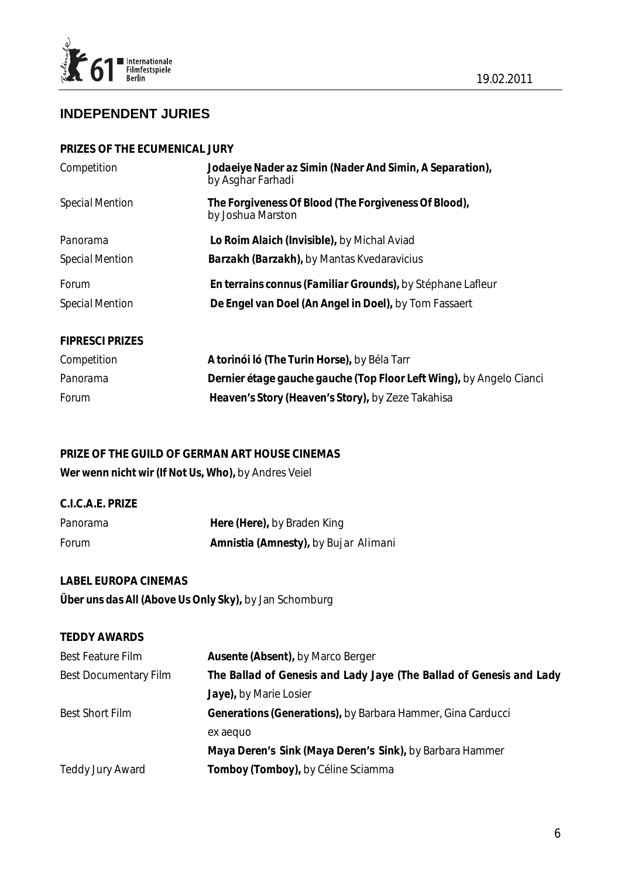## INDEPENDENT JURIES

**PRIZES OF THE ECUMENICAL JURY**

| | |
|---|---|
| Competition | **Jodaeiye Nader az Simin (Nader And Simin, A Separation),** by Asghar Farhadi |
| Special Mention | **The Forgiveness Of Blood (The Forgiveness Of Blood),** by Joshua Marston |
| Panorama | **Lo Roim Alaich (Invisible),** by Michal Aviad |
| Special Mention | **Barzakh (Barzakh),** by Mantas Kvedaravicius |
| Forum | **En terrains connus (Familiar Grounds),** by Stéphane Lafleur |
| Special Mention | **De Engel van Doel (An Angel in Doel),** by Tom Fassaert |

**FIPRESCI PRIZES**

| | |
|---|---|
| Competition | **A torinói ló (The Turin Horse),** by Béla Tarr |
| Panorama | **Dernier étage gauche gauche (Top Floor Left Wing),** by Angelo Cianci |
| Forum | **Heaven's Story (Heaven's Story),** by Zeze Takahisa |

**PRIZE OF THE GUILD OF GERMAN ART HOUSE CINEMAS**

**Wer wenn nicht wir (If Not Us, Who),** by Andres Veiel

**C.I.C.A.E. PRIZE**

| | |
|---|---|
| Panorama | **Here (Here),** by Braden King |
| Forum | **Amnistia (Amnesty),** by Bujar Alimani |

**LABEL EUROPA CINEMAS**

**Über uns das All (Above Us Only Sky),** by Jan Schomburg

**TEDDY AWARDS**

| | |
|---|---|
| Best Feature Film | **Ausente (Absent),** by Marco Berger |
| Best Documentary Film | **The Ballad of Genesis and Lady Jaye (The Ballad of Genesis and Lady Jaye),** by Marie Losier |
| Best Short Film | **Generations (Generations),** by Barbara Hammer, Gina Carducci<br>ex aequo<br>**Maya Deren's Sink (Maya Deren's Sink),** by Barbara Hammer |
| Teddy Jury Award | **Tomboy (Tomboy),** by Céline Sciamma |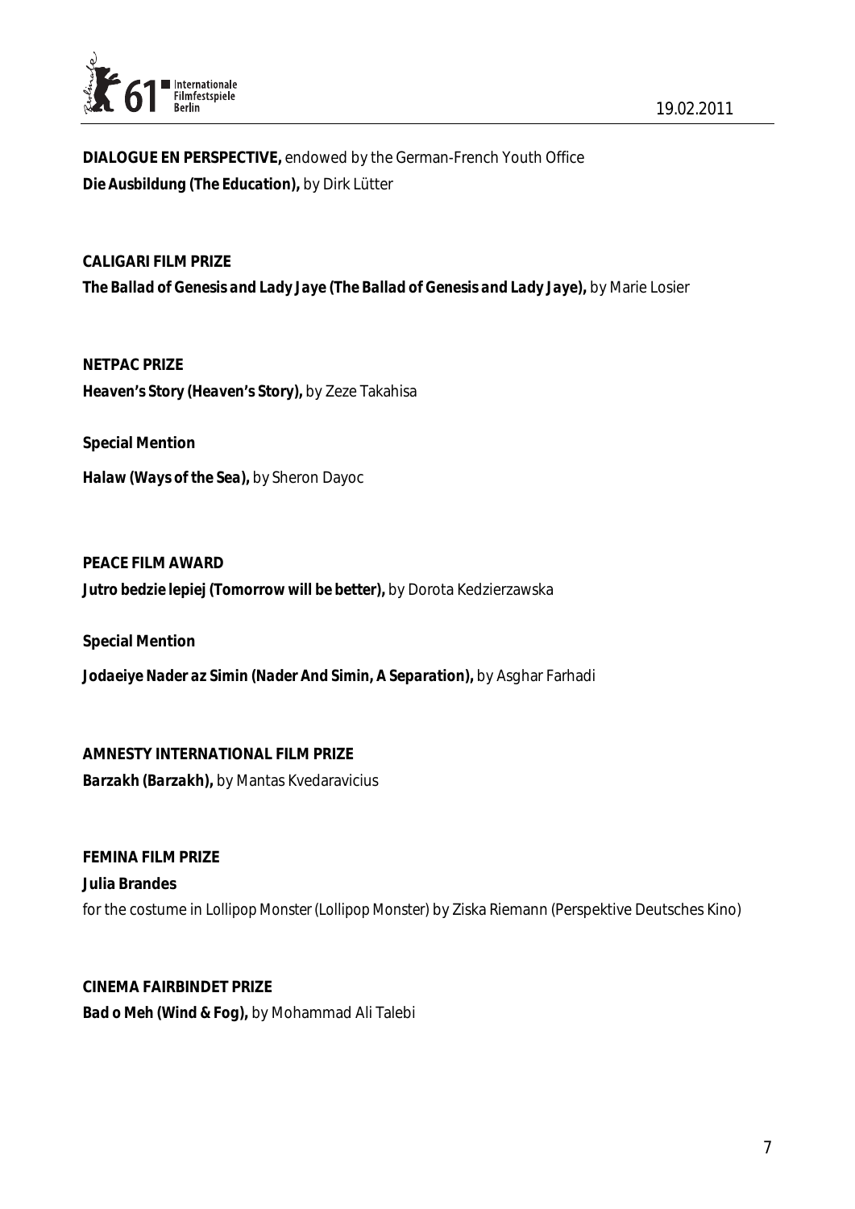**DIALOGUE EN PERSPECTIVE,** endowed by the German-French Youth Office
**Die Ausbildung (The Education),** by Dirk Lütter

**CALIGARI FILM PRIZE**
**The Ballad of Genesis and Lady Jaye (The Ballad of Genesis and Lady Jaye),** by Marie Losier

**NETPAC PRIZE**
**Heaven's Story (Heaven's Story),** by Zeze Takahisa

**Special Mention**

**Halaw (Ways of the Sea),** by Sheron Dayoc

**PEACE FILM AWARD**
**Jutro bedzie lepiej (Tomorrow will be better),** by Dorota Kedzierzawska

**Special Mention**

**Jodaeiye Nader az Simin (Nader And Simin, A Separation),** by Asghar Farhadi

**AMNESTY INTERNATIONAL FILM PRIZE**
**Barzakh (Barzakh),** by Mantas Kvedaravicius

**FEMINA FILM PRIZE**
**Julia Brandes**
for the costume in Lollipop Monster (Lollipop Monster) by Ziska Riemann (Perspektive Deutsches Kino)

**CINEMA FAIRBINDET PRIZE**
**Bad o Meh (Wind & Fog),** by Mohammad Ali Talebi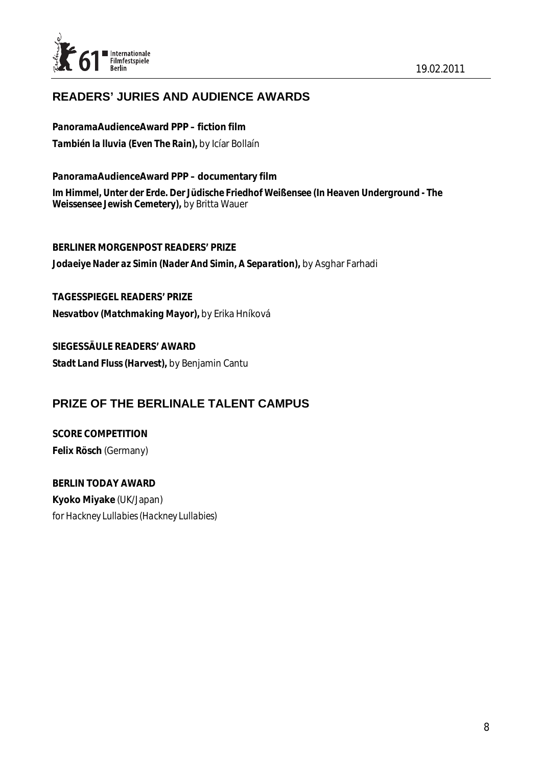## READERS' JURIES AND AUDIENCE AWARDS

**PanoramaAudienceAward PPP – fiction film**

**También la lluvia (Even The Rain),** by Icíar Bollaín

**PanoramaAudienceAward PPP – documentary film**

**Im Himmel, Unter der Erde. Der Jüdische Friedhof Weißensee (In Heaven Underground - The Weissensee Jewish Cemetery),** by Britta Wauer

**BERLINER MORGENPOST READERS' PRIZE**

**Jodaeiye Nader az Simin (Nader And Simin, A Separation),** by Asghar Farhadi

**TAGESSPIEGEL READERS' PRIZE**

**Nesvatbov (Matchmaking Mayor),** by Erika Hníková

**SIEGESSÄULE READERS' AWARD**

**Stadt Land Fluss (Harvest),** by Benjamin Cantu

## PRIZE OF THE BERLINALE TALENT CAMPUS

**SCORE COMPETITION**

**Felix Rösch** (Germany)

**BERLIN TODAY AWARD**

**Kyoko Miyake** (UK/Japan)
for *Hackney Lullabies (Hackney Lullabies)*